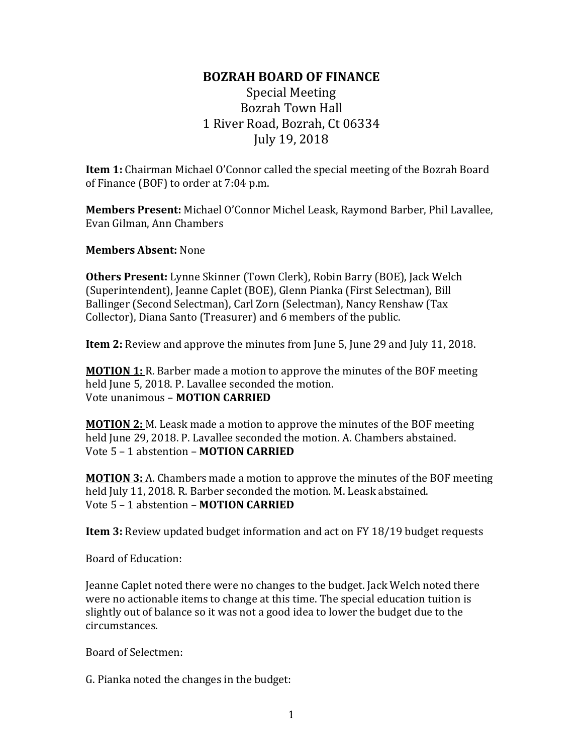# BOZRAH BOARD OF FINANCE

Special Meeting
Bozrah Town Hall
1 River Road, Bozrah, Ct 06334
July 19, 2018

**Item 1:** Chairman Michael O'Connor called the special meeting of the Bozrah Board of Finance (BOF) to order at 7:04 p.m.

**Members Present:** Michael O'Connor Michel Leask, Raymond Barber, Phil Lavallee, Evan Gilman, Ann Chambers

**Members Absent:** None

**Others Present:** Lynne Skinner (Town Clerk), Robin Barry (BOE), Jack Welch (Superintendent), Jeanne Caplet (BOE), Glenn Pianka (First Selectman), Bill Ballinger (Second Selectman), Carl Zorn (Selectman), Nancy Renshaw (Tax Collector), Diana Santo (Treasurer) and 6 members of the public.

**Item 2:** Review and approve the minutes from June 5, June 29 and July 11, 2018.

**MOTION 1:** R. Barber made a motion to approve the minutes of the BOF meeting held June 5, 2018. P. Lavallee seconded the motion.
Vote unanimous – **MOTION CARRIED**

**MOTION 2:** M. Leask made a motion to approve the minutes of the BOF meeting held June 29, 2018. P. Lavallee seconded the motion. A. Chambers abstained.
Vote 5 – 1 abstention – **MOTION CARRIED**

**MOTION 3:** A. Chambers made a motion to approve the minutes of the BOF meeting held July 11, 2018. R. Barber seconded the motion. M. Leask abstained.
Vote 5 – 1 abstention – **MOTION CARRIED**

**Item 3:** Review updated budget information and act on FY 18/19 budget requests

Board of Education:

Jeanne Caplet noted there were no changes to the budget. Jack Welch noted there were no actionable items to change at this time. The special education tuition is slightly out of balance so it was not a good idea to lower the budget due to the circumstances.

Board of Selectmen:

G. Pianka noted the changes in the budget: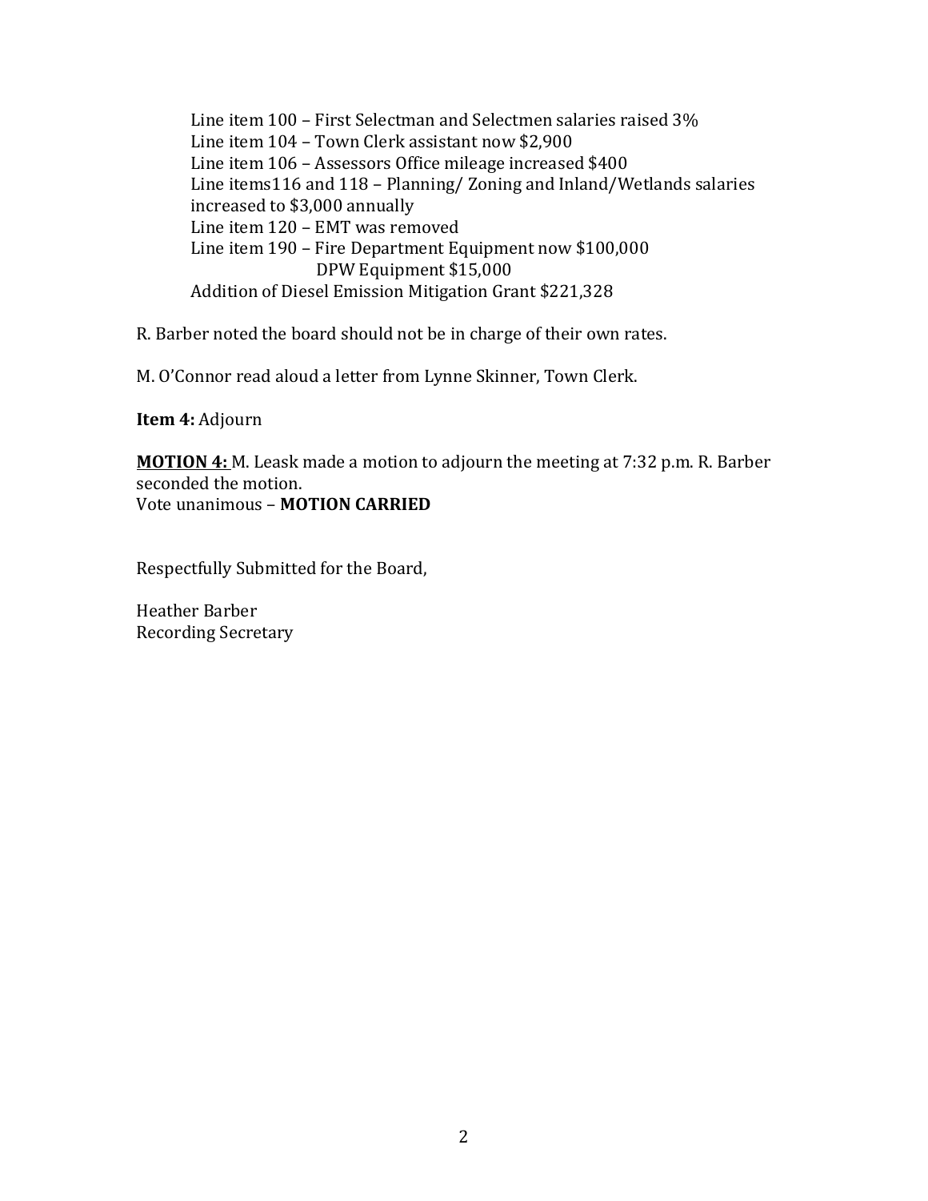Line item 100 – First Selectman and Selectmen salaries raised 3%
Line item 104 – Town Clerk assistant now $2,900
Line item 106 – Assessors Office mileage increased $400
Line items116 and 118 – Planning/ Zoning and Inland/Wetlands salaries increased to $3,000 annually
Line item 120 – EMT was removed
Line item 190 – Fire Department Equipment now $100,000
DPW Equipment $15,000
Addition of Diesel Emission Mitigation Grant $221,328

R. Barber noted the board should not be in charge of their own rates.

M. O'Connor read aloud a letter from Lynne Skinner, Town Clerk.

**Item 4:** Adjourn

**MOTION 4:** M. Leask made a motion to adjourn the meeting at 7:32 p.m. R. Barber seconded the motion.
Vote unanimous – **MOTION CARRIED**

Respectfully Submitted for the Board,

Heather Barber
Recording Secretary